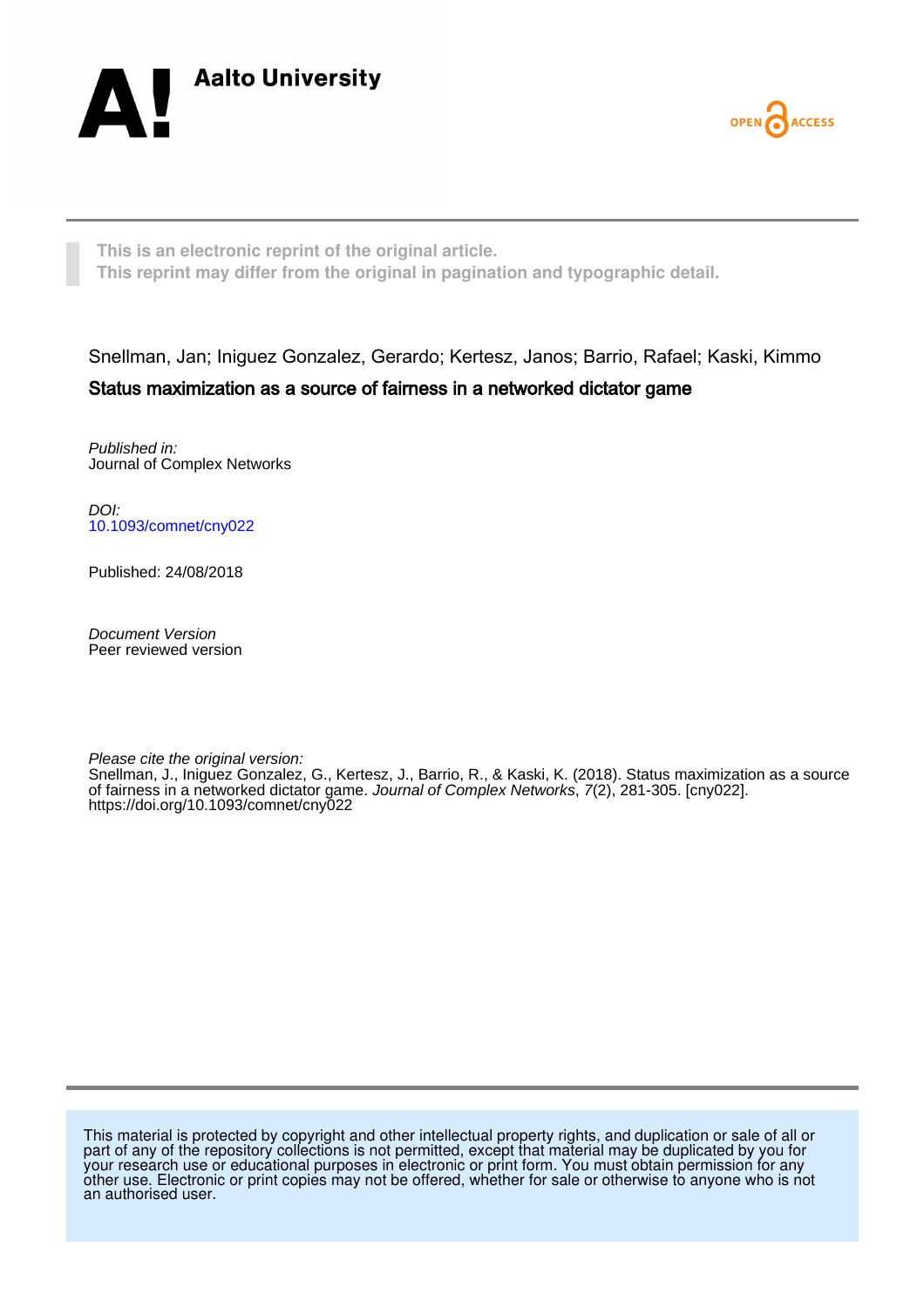Aalto University

OPEN ACCESS

This is an electronic reprint of the original article.
This reprint may differ from the original in pagination and typographic detail.

Snellman, Jan; Iniguez Gonzalez, Gerardo; Kertesz, Janos; Barrio, Rafael; Kaski, Kimmo

**Status maximization as a source of fairness in a networked dictator game**

*Published in:*
Journal of Complex Networks

*DOI:*
10.1093/comnet/cny022

Published: 24/08/2018

*Document Version*
Peer reviewed version

*Please cite the original version:*
Snellman, J., Iniguez Gonzalez, G., Kertesz, J., Barrio, R., & Kaski, K. (2018). Status maximization as a source of fairness in a networked dictator game. *Journal of Complex Networks*, *7*(2), 281-305. [cny022]. https://doi.org/10.1093/comnet/cny022

This material is protected by copyright and other intellectual property rights, and duplication or sale of all or part of any of the repository collections is not permitted, except that material may be duplicated by you for your research use or educational purposes in electronic or print form. You must obtain permission for any other use. Electronic or print copies may not be offered, whether for sale or otherwise to anyone who is not an authorised user.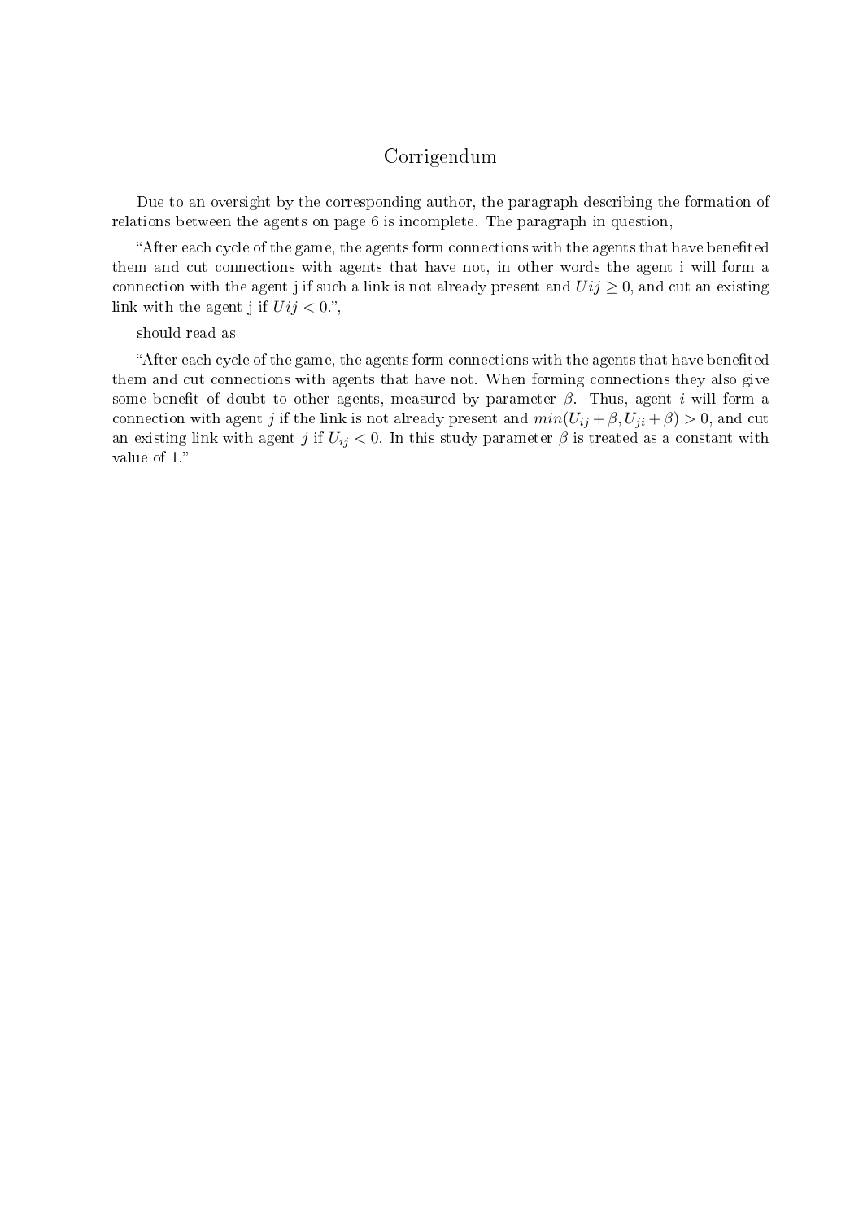# Corrigendum

Due to an oversight by the corresponding author, the paragraph describing the formation of relations between the agents on page 6 is incomplete. The paragraph in question,

"After each cycle of the game, the agents form connections with the agents that have benefited them and cut connections with agents that have not, in other words the agent i will form a connection with the agent j if such a link is not already present and $Uij \geq 0$, and cut an existing link with the agent j if $Uij < 0$.",

should read as

"After each cycle of the game, the agents form connections with the agents that have benefited them and cut connections with agents that have not. When forming connections they also give some benefit of doubt to other agents, measured by parameter $\beta$. Thus, agent $i$ will form a connection with agent $j$ if the link is not already present and $min(U_{ij} + \beta, U_{ji} + \beta) > 0$, and cut an existing link with agent $j$ if $U_{ij} < 0$. In this study parameter $\beta$ is treated as a constant with value of 1."